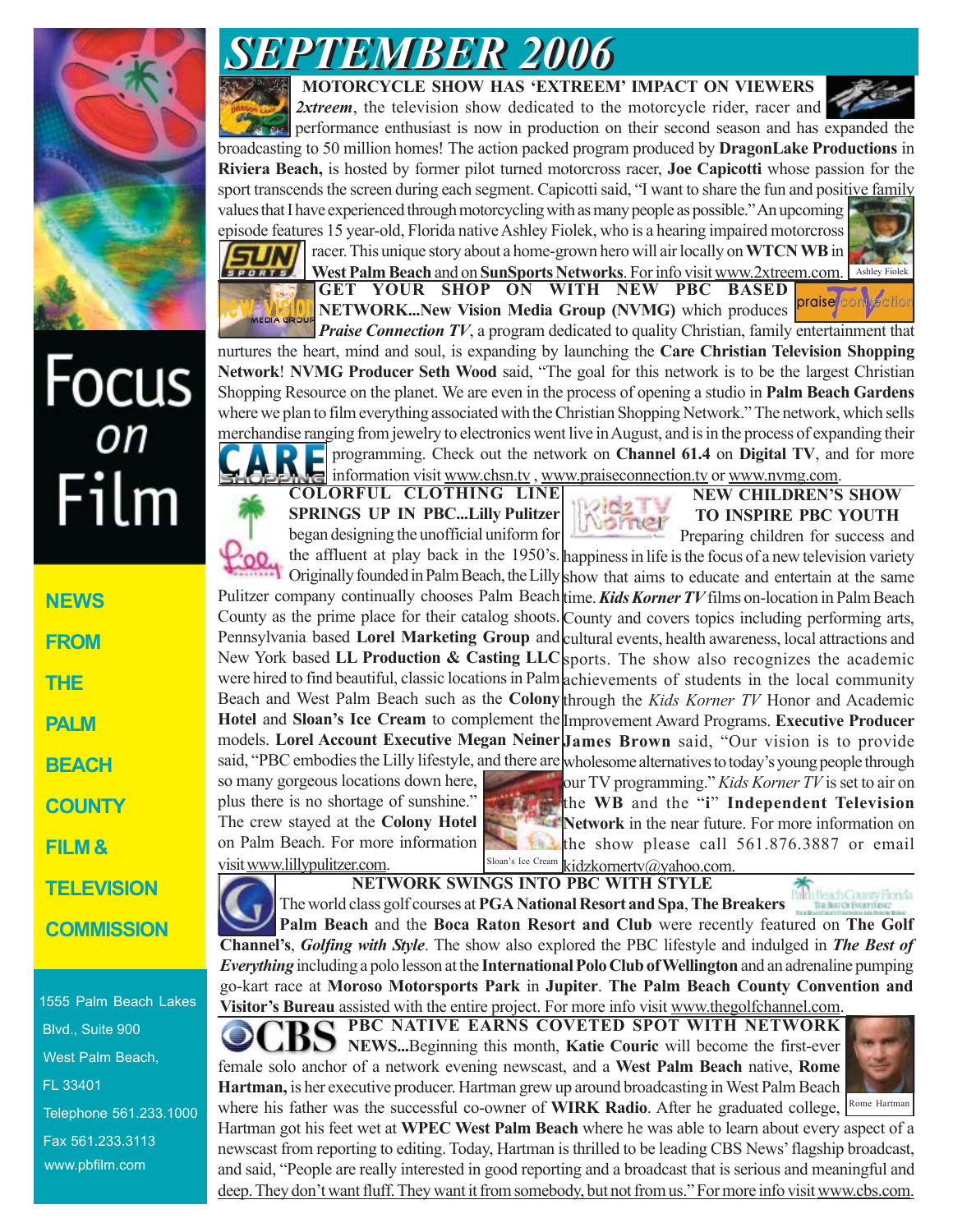# SEPTEMBER 2006

Focus on Film

NEWS FROM THE PALM BEACH COUNTY FILM & TELEVISION COMMISSION

1555 Palm Beach Lakes Blvd., Suite 900
West Palm Beach, FL 33401
Telephone 561.233.1000
Fax 561.233.3113
www.pbfilm.com

## MOTORCYCLE SHOW HAS 'EXTREEM' IMPACT ON VIEWERS

*2xtreem*, the television show dedicated to the motorcycle rider, racer and performance enthusiast is now in production on their second season and has expanded the broadcasting to 50 million homes! The action packed program produced by **DragonLake Productions** in **Riviera Beach,** is hosted by former pilot turned motorcross racer, **Joe Capicotti** whose passion for the sport transcends the screen during each segment. Capicotti said, "I want to share the fun and positive family values that I have experienced through motorcycling with as many people as possible." An upcoming episode features 15 year-old, Florida native Ashley Fiolek, who is a hearing impaired motorcross racer. This unique story about a home-grown hero will air locally on **WTCN WB** in **West Palm Beach** and on **SunSports Networks**. For info visit www.2xtreem.com.

Ashley Fiolek

## GET YOUR SHOP ON WITH NEW PBC BASED NETWORK...New Vision Media Group (NVMG)

**NETWORK...New Vision Media Group (NVMG)** which produces *Praise Connection TV*, a program dedicated to quality Christian, family entertainment that nurtures the heart, mind and soul, is expanding by launching the **Care Christian Television Shopping Network**! **NVMG Producer Seth Wood** said, "The goal for this network is to be the largest Christian Shopping Resource on the planet. We are even in the process of opening a studio in **Palm Beach Gardens** where we plan to film everything associated with the Christian Shopping Network." The network, which sells merchandise ranging from jewelry to electronics went live in August, and is in the process of expanding their programming. Check out the network on **Channel 61.4** on **Digital TV**, and for more information visit www.chsn.tv , www.praiseconnection.tv or www.nvmg.com.

## COLORFUL CLOTHING LINE SPRINGS UP IN PBC...Lilly Pulitzer

**SPRINGS UP IN PBC...Lilly Pulitzer** began designing the unofficial uniform for the affluent at play back in the 1950's. Originally founded in Palm Beach, the Lilly Pulitzer company continually chooses Palm Beach County as the prime place for their catalog shoots. Pennsylvania based **Lorel Marketing Group** and New York based **LL Production & Casting LLC** were hired to find beautiful, classic locations in Palm Beach and West Palm Beach such as the **Colony Hotel** and **Sloan's Ice Cream** to complement the models. **Lorel Account Executive Megan Neiner** said, "PBC embodies the Lilly lifestyle, and there are so many gorgeous locations down here, plus there is no shortage of sunshine." The crew stayed at the **Colony Hotel** on Palm Beach. For more information visit www.lillypulitzer.com.

Sloan's Ice Cream

## NEW CHILDREN'S SHOW TO INSPIRE PBC YOUTH

Preparing children for success and happiness in life is the focus of a new television variety show that aims to educate and entertain at the same time. ***Kids Korner TV*** films on-location in Palm Beach County and covers topics including performing arts, cultural events, health awareness, local attractions and sports. The show also recognizes the academic achievements of students in the local community through the *Kids Korner TV* Honor and Academic Improvement Award Programs. **Executive Producer James Brown** said, "Our vision is to provide wholesome alternatives to today's young people through our TV programming." *Kids Korner TV* is set to air on the **WB** and the "**i**" **Independent Television Network** in the near future. For more information on the show please call 561.876.3887 or email kidzkornertv@yahoo.com.

## NETWORK SWINGS INTO PBC WITH STYLE

The world class golf courses at **PGA National Resort and Spa**, **The Breakers Palm Beach** and the **Boca Raton Resort and Club** were recently featured on **The Golf Channel's**, *Golfing with Style*. The show also explored the PBC lifestyle and indulged in ***The Best of Everything*** including a polo lesson at the **International Polo Club of Wellington** and an adrenaline pumping go-kart race at **Moroso Motorsports Park** in **Jupiter**. **The Palm Beach County Convention and Visitor's Bureau** assisted with the entire project. For more info visit www.thegolfchannel.com.

## PBC NATIVE EARNS COVETED SPOT WITH NETWORK NEWS...

Beginning this month, **Katie Couric** will become the first-ever female solo anchor of a network evening newscast, and a **West Palm Beach** native, **Rome Hartman,** is her executive producer. Hartman grew up around broadcasting in West Palm Beach where his father was the successful co-owner of **WIRK Radio**. After he graduated college, Hartman got his feet wet at **WPEC West Palm Beach** where he was able to learn about every aspect of a newscast from reporting to editing. Today, Hartman is thrilled to be leading CBS News' flagship broadcast, and said, "People are really interested in good reporting and a broadcast that is serious and meaningful and deep. They don't want fluff. They want it from somebody, but not from us." For more info visit www.cbs.com.

Rome Hartman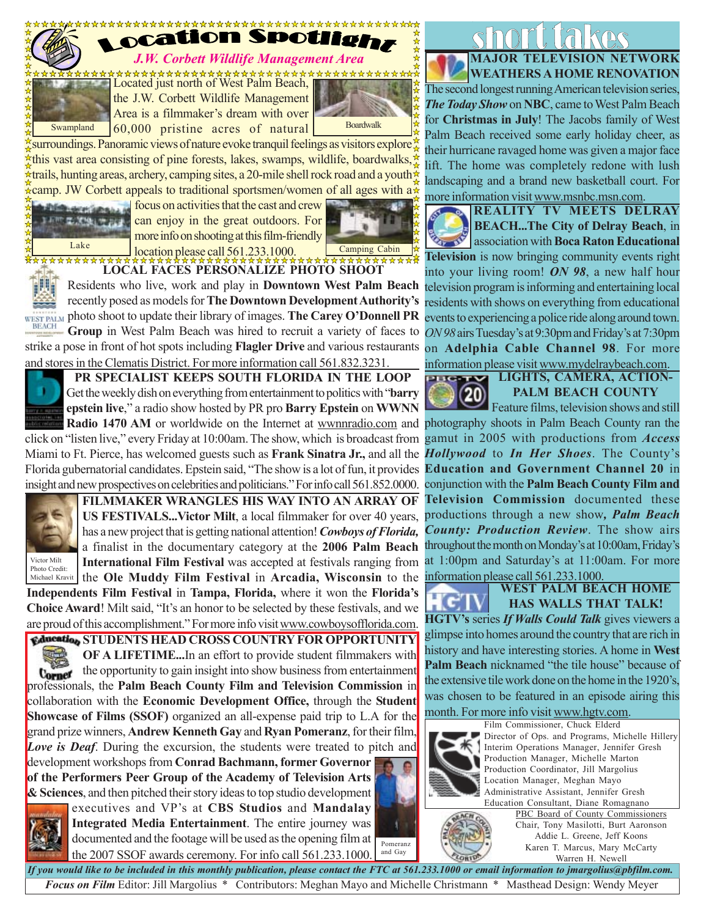# Location Spotlight

*J.W. Corbett Wildlife Management Area*

Swampland

Boardwalk

Located just north of West Palm Beach, the J.W. Corbett Wildlife Management Area is a filmmaker's dream with over 60,000 pristine acres of natural surroundings. Panoramic views of nature evoke tranquil feelings as visitors explore this vast area consisting of pine forests, lakes, swamps, wildlife, boardwalks, trails, hunting areas, archery, camping sites, a 20-mile shell rock road and a youth camp. JW Corbett appeals to traditional sportsmen/women of all ages with a focus on activities that the cast and crew can enjoy in the great outdoors. For more info on shooting at this film-friendly location please call 561.233.1000.

Lake

Camping Cabin

## LOCAL FACES PERSONALIZE PHOTO SHOOT

Residents who live, work and play in **Downtown West Palm Beach** recently posed as models for **The Downtown Development Authority's** photo shoot to update their library of images. **The Carey O'Donnell PR Group** in West Palm Beach was hired to recruit a variety of faces to strike a pose in front of hot spots including **Flagler Drive** and various restaurants and stores in the Clematis District. For more information call 561.832.3231.

## PR SPECIALIST KEEPS SOUTH FLORIDA IN THE LOOP

Get the weekly dish on everything from entertainment to politics with "**barry epstein live**," a radio show hosted by PR pro **Barry Epstein** on **WWNN Radio 1470 AM** or worldwide on the Internet at wwnnradio.com and click on "listen live," every Friday at 10:00am. The show, which is broadcast from Miami to Ft. Pierce, has welcomed guests such as **Frank Sinatra Jr.,** and all the Florida gubernatorial candidates. Epstein said, "The show is a lot of fun, it provides insight and new prospectives on celebrities and politicians." For info call 561.852.0000.

## FILMMAKER WRANGLES HIS WAY INTO AN ARRAY OF US FESTIVALS...

**Victor Milt**, a local filmmaker for over 40 years, has a new project that is getting national attention! ***Cowboys of Florida,*** a finalist in the documentary category at the **2006 Palm Beach International Film Festival** was accepted at festivals ranging from the **Ole Muddy Film Festival** in **Arcadia, Wisconsin** to the **Independents Film Festival** in **Tampa, Florida,** where it won the **Florida's Choice Award**! Milt said, "It's an honor to be selected by these festivals, and we are proud of this accomplishment." For more info visit www.cowboysofflorida.com.

Victor Milt
Photo Credit: Michael Kravit

## Education Corner

### STUDENTS HEAD CROSS COUNTRY FOR OPPORTUNITY OF A LIFETIME...

In an effort to provide student filmmakers with the opportunity to gain insight into show business from entertainment professionals, the **Palm Beach County Film and Television Commission** in collaboration with the **Economic Development Office,** through the **Student Showcase of Films (SSOF)** organized an all-expense paid trip to L.A for the grand prize winners, **Andrew Kenneth Gay** and **Ryan Pomeranz**, for their film, ***Love is Deaf***. During the excursion, the students were treated to pitch and development workshops from **Conrad Bachmann, former Governor of the Performers Peer Group of the Academy of Television Arts & Sciences**, and then pitched their story ideas to top studio development executives and VP's at **CBS Studios** and **Mandalay Integrated Media Entertainment**. The entire journey was documented and the footage will be used as the opening film at the 2007 SSOF awards ceremony. For info call 561.233.1000.

Pomeranz and Gay

# short takes

## MAJOR TELEVISION NETWORK WEATHERS A HOME RENOVATION

The second longest running American television series, ***The Today Show*** on **NBC**, came to West Palm Beach for **Christmas in July**! The Jacobs family of West Palm Beach received some early holiday cheer, as their hurricane ravaged home was given a major face lift. The home was completely redone with lush landscaping and a brand new basketball court. For more information visit www.msnbc.msn.com.

## REALITY TV MEETS DELRAY BEACH...

**The City of Delray Beach**, in association with **Boca Raton Educational Television** is now bringing community events right into your living room! ***ON 98***, a new half hour television program is informing and entertaining local residents with shows on everything from educational events to experiencing a police ride along around town. *ON 98* airs Tuesday's at 9:30pm and Friday's at 7:30pm on **Adelphia Cable Channel 98**. For more information please visit www.mydelraybeach.com.

## LIGHTS, CAMERA, ACTION-PALM BEACH COUNTY

Feature films, television shows and still photography shoots in Palm Beach County ran the gamut in 2005 with productions from ***Access Hollywood*** to ***In Her Shoes***. The County's **Education and Government Channel 20** in conjunction with the **Palm Beach County Film and Television Commission** documented these productions through a new show**,** ***Palm Beach County: Production Review***. The show airs throughout the month on Monday's at 10:00am, Friday's at 1:00pm and Saturday's at 11:00am. For more information please call 561.233.1000.

## WEST PALM BEACH HOME HAS WALLS THAT TALK!

**HGTV's** series ***If Walls Could Talk*** gives viewers a glimpse into homes around the country that are rich in history and have interesting stories. A home in **West Palm Beach** nicknamed "the tile house" because of the extensive tile work done on the home in the 1920's, was chosen to be featured in an episode airing this month. For more info visit www.hgtv.com.

Film Commissioner, Chuck Elderd
Director of Ops. and Programs, Michelle Hillery
Interim Operations Manager, Jennifer Gresh
Production Manager, Michelle Marton
Production Coordinator, Jill Margolius
Location Manager, Meghan Mayo
Administrative Assistant, Jennifer Gresh
Education Consultant, Diane Romagnano

PBC Board of County Commissioners
Chair, Tony Masilotti, Burt Aaronson
Addie L. Greene, Jeff Koons
Karen T. Marcus, Mary McCarty
Warren H. Newell

*If you would like to be included in this monthly publication, please contact the FTC at 561.233.1000 or email information to jmargolius@pbfilm.com.*

*Focus on Film* Editor: Jill Margolius * Contributors: Meghan Mayo and Michelle Christmann * Masthead Design: Wendy Meyer